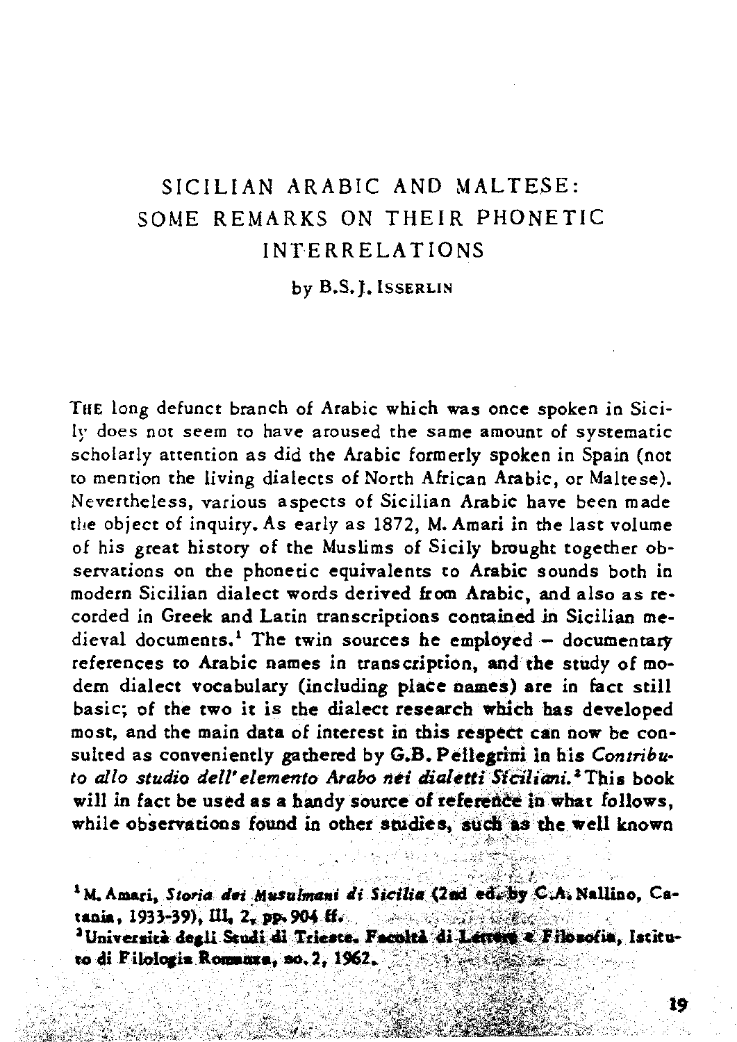# SICILIAN ARABIC AND MALTESE: SOME REMARKS ON THEIR PHONETIC INTERRELATIONS

by B.S.J. Isserlin

The long defunct branch of Arabic which was once spoken in Sicily does not seem to have aroused the same amount of systematic scholarly attention as did the Arabic formerly spoken in Spain (not to mention the living dialects of North African Arabic, or Maltese). Nevertheless, various aspects of Sicilian Arabic have been made the object of inquiry. As early as 1872, M. Amari in the last volume of his great history of the Muslims of Sicily brought together observations on the phonetic equivalents to Arabic sounds both in modern Sicilian dialect words derived from Arabic, and also as recorded in Greek and Latin transcriptions contained in Sicilian medieval documents.[1] The twin sources he employed – documentary references to Arabic names in transcription, and the study of modern dialect vocabulary (including place names) are in fact still basic; of the two it is the dialect research which has developed most, and the main data of interest in this respect can now be consulted as conveniently gathered by G.B. Pellegrini in his *Contributo allo studio dell'elemento Arabo nei dialetti Siciliani.*[2] This book will in fact be used as a handy source of reference in what follows, while observations found in other studies, such as the well known

---

[1] M. Amari, *Storia dei Musulmani di Sicilia* (2nd ed. by C.A. Nallino, Catania, 1933-39), III, 2, pp. 904 ff.

[2] Università degli Studi di Trieste. Facoltà di Lettere e Filosofia, Istituto di Filologia Romanza, no. 2, 1962.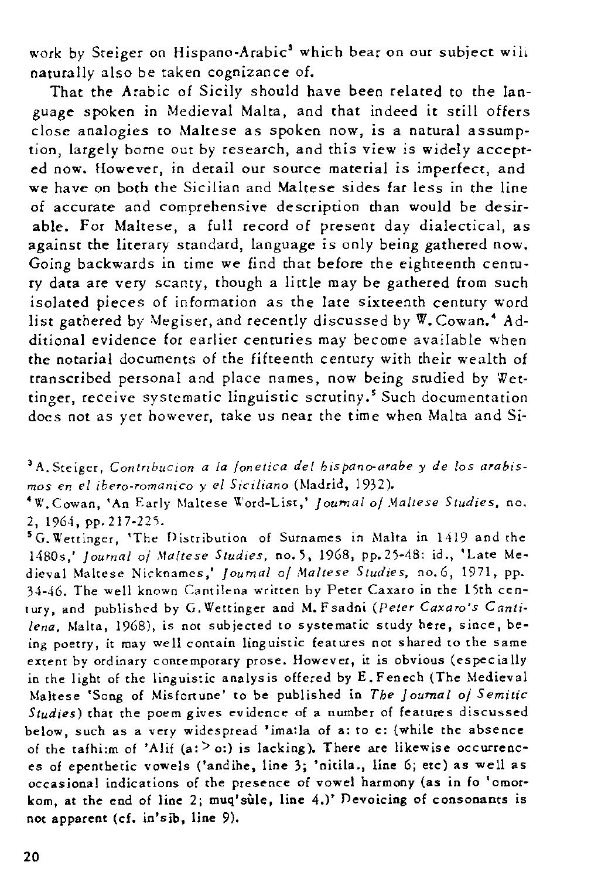work by Steiger on Hispano-Arabic[3] which bear on our subject will naturally also be taken cognizance of.

That the Arabic of Sicily should have been related to the language spoken in Medieval Malta, and that indeed it still offers close analogies to Maltese as spoken now, is a natural assumption, largely borne out by research, and this view is widely accepted now. However, in detail our source material is imperfect, and we have on both the Sicilian and Maltese sides far less in the line of accurate and comprehensive description than would be desirable. For Maltese, a full record of present day dialectical, as against the literary standard, language is only being gathered now. Going backwards in time we find that before the eighteenth century data are very scanty, though a little may be gathered from such isolated pieces of information as the late sixteenth century word list gathered by Megiser, and recently discussed by W. Cowan.[4] Additional evidence for earlier centuries may become available when the notarial documents of the fifteenth century with their wealth of transcribed personal and place names, now being studied by Wettinger, receive systematic linguistic scrutiny.[5] Such documentation does not as yet however, take us near the time when Malta and Si-

[3] A. Steiger, *Contribucion a la fonetica del hispano-arabe y de los arabismos en el ibero-romanico y el Siciliano* (Madrid, 1932).

[4] W. Cowan, 'An Early Maltese Word-List,' *Journal of Maltese Studies*, no. 2, 1964, pp. 217-225.

[5] G. Wettinger, 'The Distribution of Surnames in Malta in 1419 and the 1480s,' *Journal of Maltese Studies*, no. 5, 1968, pp. 25-48: id., 'Late Medieval Maltese Nicknames,' *Journal of Maltese Studies*, no. 6, 1971, pp. 34-46. The well known Cantilena written by Peter Caxaro in the 15th century, and published by G. Wettinger and M. Fsadni (*Peter Caxaro's Cantilena*, Malta, 1968), is not subjected to systematic study here, since, being poetry, it may well contain linguistic features not shared to the same extent by ordinary contemporary prose. However, it is obvious (especially in the light of the linguistic analysis offered by E. Fenech (The Medieval Maltese 'Song of Misfortune' to be published in *The Journal of Semitic Studies*) that the poem gives evidence of a number of features discussed below, such as a very widespread 'ima:la of a: to e: (while the absence of the tafhi:m of 'Alif (a: > o:) is lacking). There are likewise occurrences of epenthetic vowels ('andihe, line 3; 'nitila., line 6; etc) as well as occasional indications of the presence of vowel harmony (as in fo 'omorkom, at the end of line 2; muq'sùle, line 4.)' Devoicing of consonants is not apparent (cf. in'sib, line 9).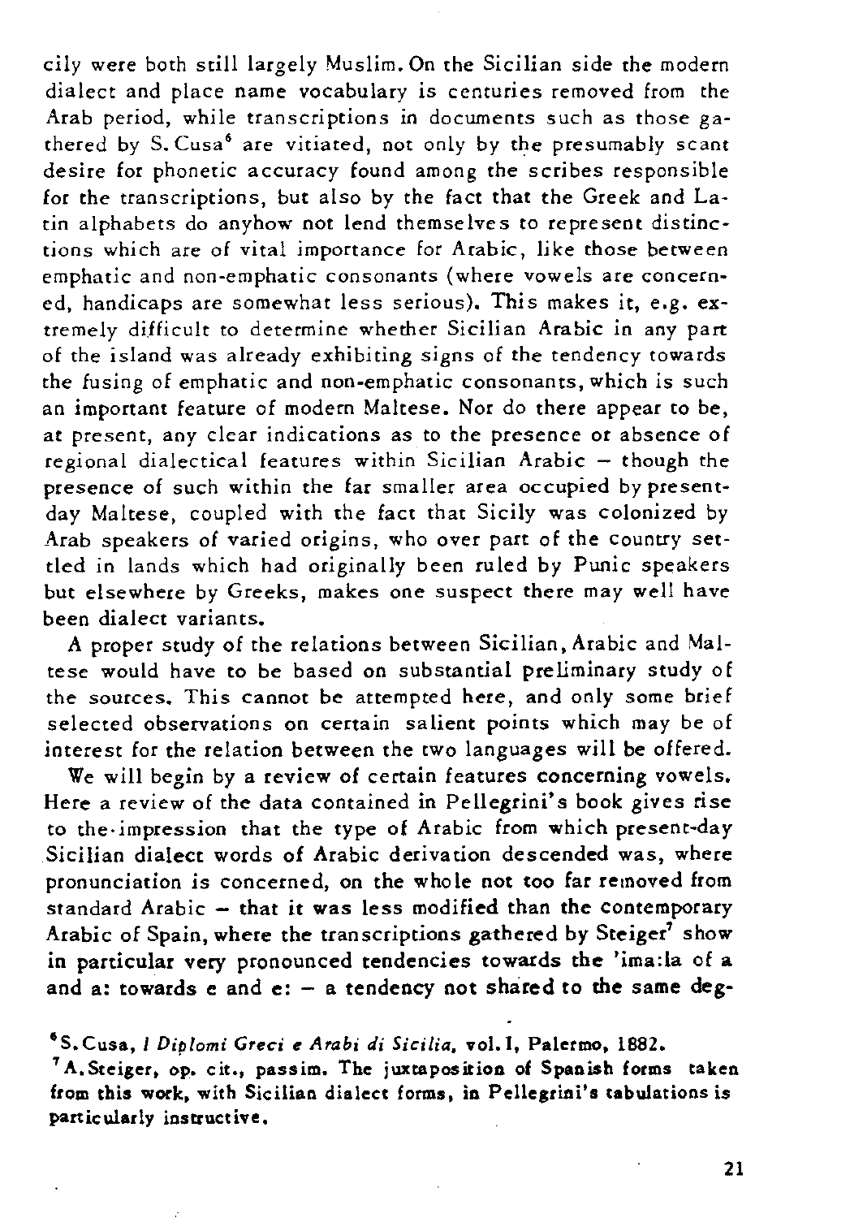cily were both still largely Muslim. On the Sicilian side the modern dialect and place name vocabulary is centuries removed from the Arab period, while transcriptions in documents such as those gathered by S. Cusa[6] are vitiated, not only by the presumably scant desire for phonetic accuracy found among the scribes responsible for the transcriptions, but also by the fact that the Greek and Latin alphabets do anyhow not lend themselves to represent distinctions which are of vital importance for Arabic, like those between emphatic and non-emphatic consonants (where vowels are concerned, handicaps are somewhat less serious). This makes it, e.g. extremely difficult to determine whether Sicilian Arabic in any part of the island was already exhibiting signs of the tendency towards the fusing of emphatic and non-emphatic consonants, which is such an important feature of modern Maltese. Nor do there appear to be, at present, any clear indications as to the presence or absence of regional dialectical features within Sicilian Arabic – though the presence of such within the far smaller area occupied by present-day Maltese, coupled with the fact that Sicily was colonized by Arab speakers of varied origins, who over part of the country settled in lands which had originally been ruled by Punic speakers but elsewhere by Greeks, makes one suspect there may well have been dialect variants.

A proper study of the relations between Sicilian, Arabic and Maltese would have to be based on substantial preliminary study of the sources. This cannot be attempted here, and only some brief selected observations on certain salient points which may be of interest for the relation between the two languages will be offered.

We will begin by a review of certain features concerning vowels. Here a review of the data contained in Pellegrini's book gives rise to the impression that the type of Arabic from which present-day Sicilian dialect words of Arabic derivation descended was, where pronunciation is concerned, on the whole not too far removed from standard Arabic – that it was less modified than the contemporary Arabic of Spain, where the transcriptions gathered by Steiger[7] show in particular very pronounced tendencies towards the 'ima:la of a and a: towards e and e: – a tendency not shared to the same deg-

[6] S. Cusa, *I Diplomi Greci e Arabi di Sicilia*, vol. I, Palermo, 1882.

[7] A. Steiger, op. cit., passim. The juxtaposition of Spanish forms taken from this work, with Sicilian dialect forms, in Pellegrini's tabulations is particularly instructive.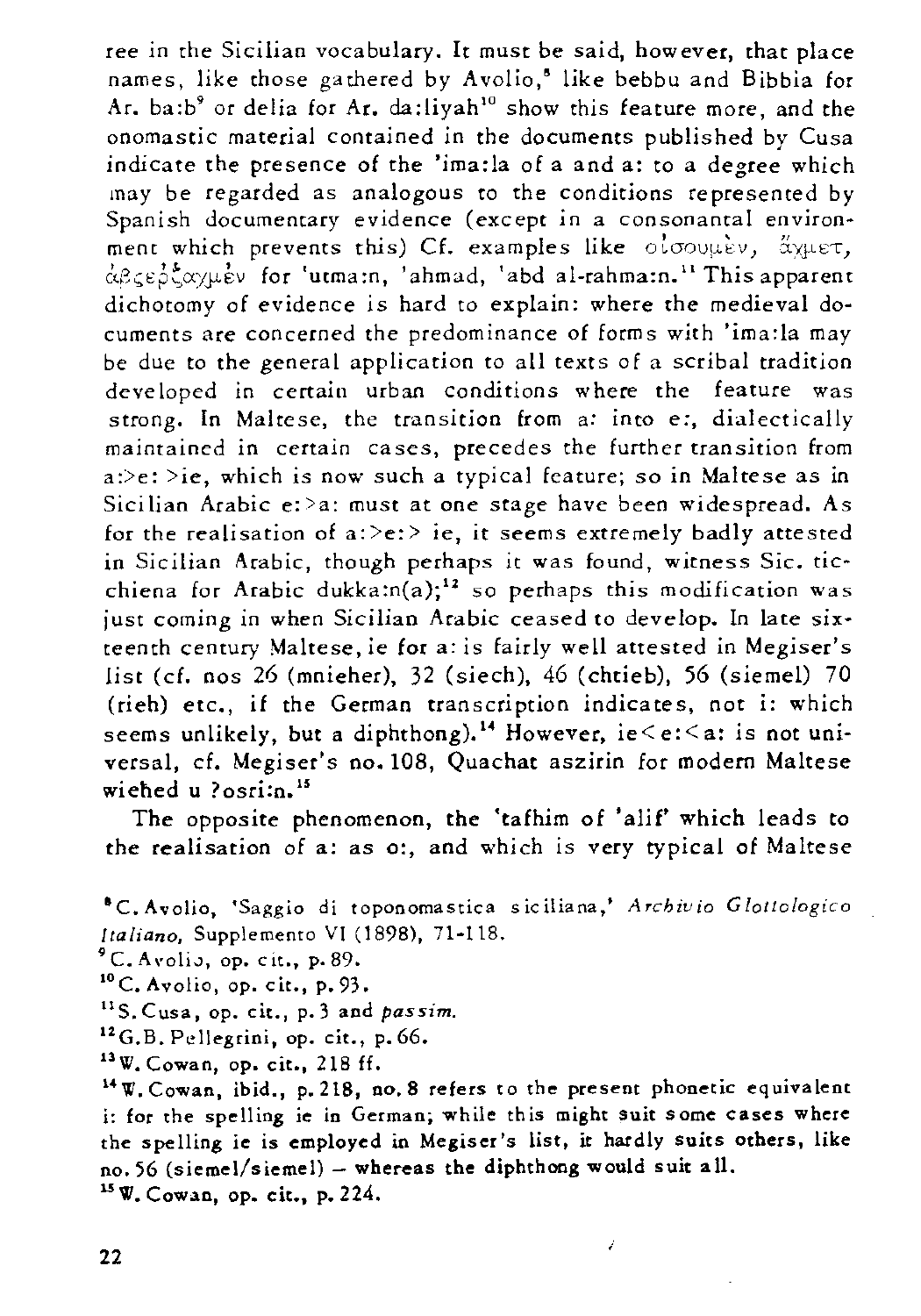ree in the Sicilian vocabulary. It must be said, however, that place names, like those gathered by Avolio,[8] like bebbu and Bibbia for Ar. ba:b[9] or delia for Ar. da:liyah[10] show this feature more, and the onomastic material contained in the documents published by Cusa indicate the presence of the 'ima:la of a and a: to a degree which may be regarded as analogous to the conditions represented by Spanish documentary evidence (except in a consonantal environment which prevents this) Cf. examples like οἰσουμὲν, ἄχμετ, ἀβζεῤζαχμὲν for 'utma:n, 'ahmad, 'abd al-rahma:n.[11] This apparent dichotomy of evidence is hard to explain: where the medieval documents are concerned the predominance of forms with 'ima:la may be due to the general application to all texts of a scribal tradition developed in certain urban conditions where the feature was strong. In Maltese, the transition from a: into e:, dialectically maintained in certain cases, precedes the further transition from a:>e: >ie, which is now such a typical feature; so in Maltese as in Sicilian Arabic e:>a: must at one stage have been widespread. As for the realisation of a:>e:> ie, it seems extremely badly attested in Sicilian Arabic, though perhaps it was found, witness Sic. ticchiena for Arabic dukka:n(a);[12] so perhaps this modification was just coming in when Sicilian Arabic ceased to develop. In late sixteenth century Maltese, ie for a: is fairly well attested in Megiser's list (cf. nos 26 (mnieher), 32 (siech), 46 (chtieb), 56 (siemel) 70 (rieh) etc., if the German transcription indicates, not i: which seems unlikely, but a diphthong).[14] However, ie< e:< a: is not universal, cf. Megiser's no. 108, Quachat aszirin for modern Maltese wiehed u ?osri:n.[15]

The opposite phenomenon, the 'tafhim of 'alif' which leads to the realisation of a: as o:, and which is very typical of Maltese

[8] C. Avolio, 'Saggio di toponomastica siciliana,' *Archivio Glottologico Italiano*, Supplemento VI (1898), 71-118.

[9] C. Avolio, op. cit., p. 89.

[10] C. Avolio, op. cit., p. 93.

[11] S. Cusa, op. cit., p. 3 and *passim*.

[12] G.B. Pellegrini, op. cit., p. 66.

[13] W. Cowan, op. cit., 218 ff.

[14] W. Cowan, ibid., p. 218, no. 8 refers to the present phonetic equivalent i: for the spelling ie in German; while this might suit some cases where the spelling ie is employed in Megiser's list, it hardly suits others, like no. 56 (siemel/siemel) – whereas the diphthong would suit all.

[15] W. Cowan, op. cit., p. 224.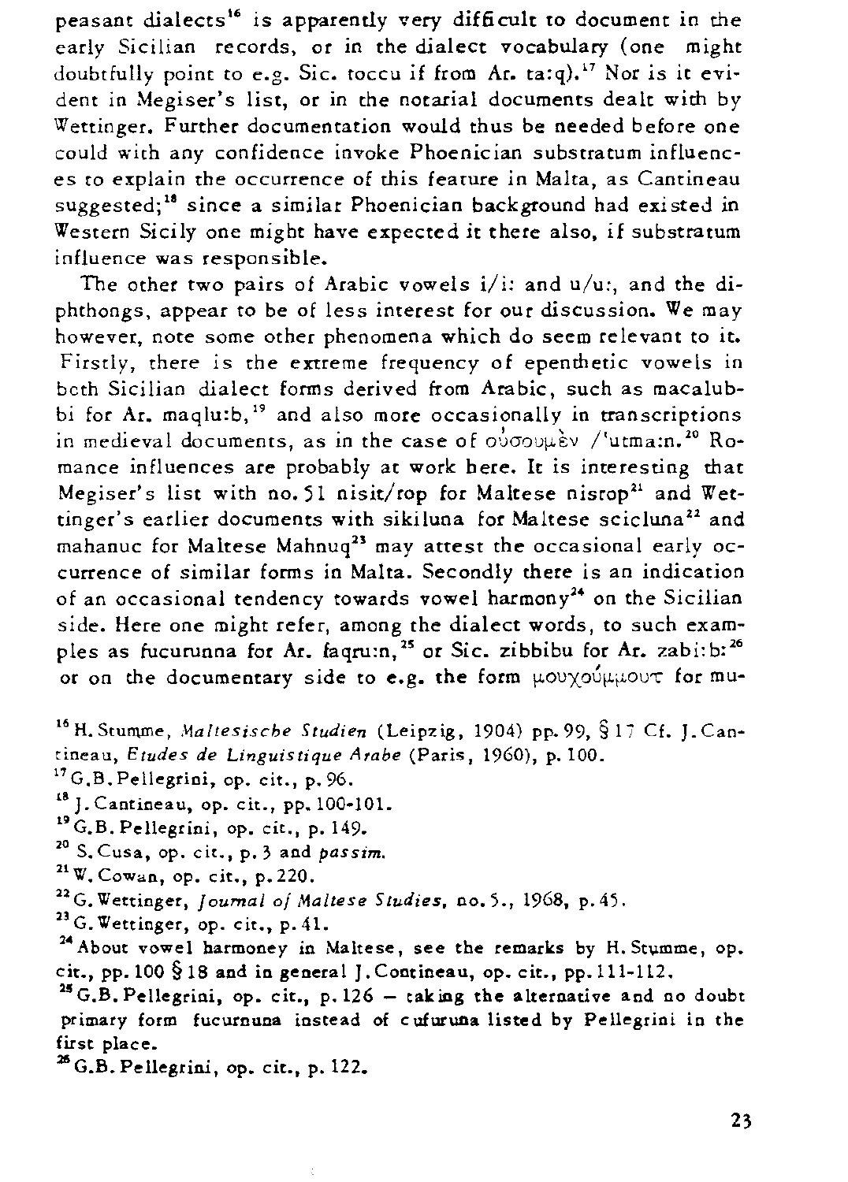peasant dialects[16] is apparently very difficult to document in the early Sicilian records, or in the dialect vocabulary (one might doubtfully point to e.g. Sic. toccu if from Ar. ta:q).[17] Nor is it evident in Megiser's list, or in the notarial documents dealt with by Wettinger. Further documentation would thus be needed before one could with any confidence invoke Phoenician substratum influences to explain the occurrence of this feature in Malta, as Cantineau suggested;[18] since a similar Phoenician background had existed in Western Sicily one might have expected it there also, if substratum influence was responsible.

The other two pairs of Arabic vowels i/i: and u/u:, and the diphthongs, appear to be of less interest for our discussion. We may however, note some other phenomena which do seem relevant to it. Firstly, there is the extreme frequency of epenthetic vowels in both Sicilian dialect forms derived from Arabic, such as macalubbi for Ar. maqlu:b,[19] and also more occasionally in transcriptions in medieval documents, as in the case of οὐσουμὲν /ʿutma:n.[20] Romance influences are probably at work here. It is interesting that Megiser's list with no. 51 nisit/rop for Maltese nisrop[21] and Wettinger's earlier documents with sikiluna for Maltese scicluna[22] and mahanuc for Maltese Mahnuq[23] may attest the occasional early occurrence of similar forms in Malta. Secondly there is an indication of an occasional tendency towards vowel harmony[24] on the Sicilian side. Here one might refer, among the dialect words, to such examples as fucurunna for Ar. faqru:n,[25] or Sic. zibbibu for Ar. zabi:b:[26] or on the documentary side to e.g. the form μουχούμμουτ for mu-

[16] H. Stumme, *Maltesische Studien* (Leipzig, 1904) pp. 99, § 17 Cf. J. Cantineau, *Etudes de Linguistique Arabe* (Paris, 1960), p. 100.

[17] G.B. Pellegrini, op. cit., p. 96.

[18] J. Cantineau, op. cit., pp. 100-101.

[19] G.B. Pellegrini, op. cit., p. 149.

[20] S. Cusa, op. cit., p. 3 and *passim*.

[21] W. Cowan, op. cit., p. 220.

[22] G. Wettinger, *Journal of Maltese Studies*, no. 5., 1968, p. 45.

[23] G. Wettinger, op. cit., p. 41.

[24] About vowel harmoney in Maltese, see the remarks by H. Stumme, op. cit., pp. 100 § 18 and in general J. Contineau, op. cit., pp. 111-112.

[25] G.B. Pellegrini, op. cit., p. 126 – taking the alternative and no doubt primary form fucurnuna instead of cufuruna listed by Pellegrini in the first place.

[26] G.B. Pellegrini, op. cit., p. 122.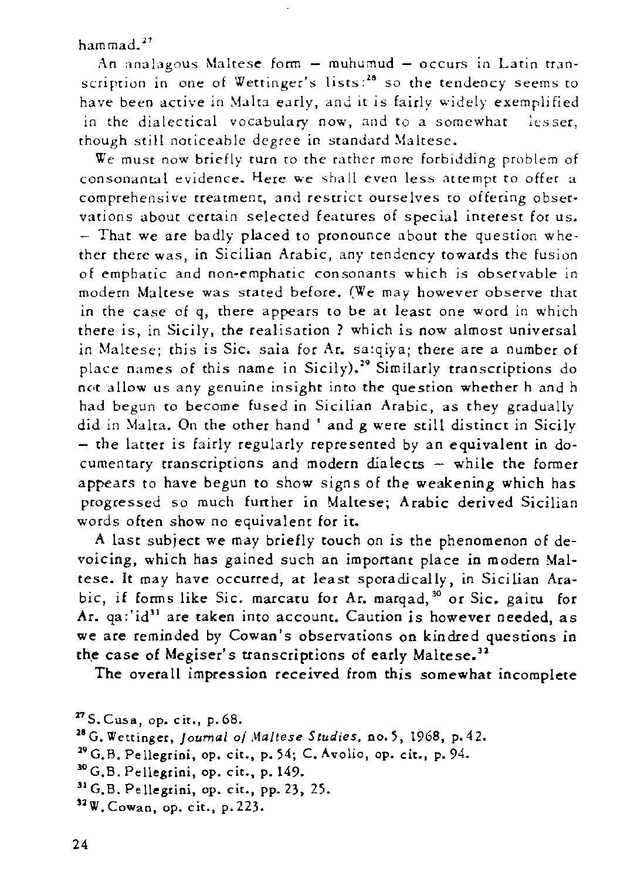hammad.[27]

An analagous Maltese form – muhumud – occurs in Latin transcription in one of Wettinger's lists:[28] so the tendency seems to have been active in Malta early, and it is fairly widely exemplified in the dialectical vocabulary now, and to a somewhat lesser, though still noticeable degree in standard Maltese.

We must now briefly turn to the rather more forbidding problem of consonantal evidence. Here we shall even less attempt to offer a comprehensive treatment, and restrict ourselves to offering observations about certain selected features of special interest for us. – That we are badly placed to pronounce about the question whether there was, in Sicilian Arabic, any tendency towards the fusion of emphatic and non-emphatic consonants which is observable in modern Maltese was stated before. (We may however observe that in the case of q, there appears to be at least one word in which there is, in Sicily, the realisation ? which is now almost universal in Maltese; this is Sic. saia for Ar. sa:qiya; there are a number of place names of this name in Sicily).[29] Similarly transcriptions do not allow us any genuine insight into the question whether h and h had begun to become fused in Sicilian Arabic, as they gradually did in Malta. On the other hand ' and g were still distinct in Sicily – the latter is fairly regularly represented by an equivalent in documentary transcriptions and modern dialects – while the former appears to have begun to show signs of the weakening which has progressed so much further in Maltese; Arabic derived Sicilian words often show no equivalent for it.

A last subject we may briefly touch on is the phenomenon of devoicing, which has gained such an important place in modern Maltese. It may have occurred, at least sporadically, in Sicilian Arabic, if forms like Sic. marcatu for Ar. marqad,[30] or Sic. gaitu for Ar. qa:'id[31] are taken into account. Caution is however needed, as we are reminded by Cowan's observations on kindred questions in the case of Megiser's transcriptions of early Maltese.[32]

The overall impression received from this somewhat incomplete

[27] S. Cusa, op. cit., p. 68.

[28] G. Wettinger, *Journal of Maltese Studies*, no. 5, 1968, p. 42.

[29] G.B. Pellegrini, op. cit., p. 54; C. Avolio, op. cit., p. 94.

[30] G.B. Pellegrini, op. cit., p. 149.

[31] G.B. Pellegrini, op. cit., pp. 23, 25.

[32] W. Cowan, op. cit., p. 223.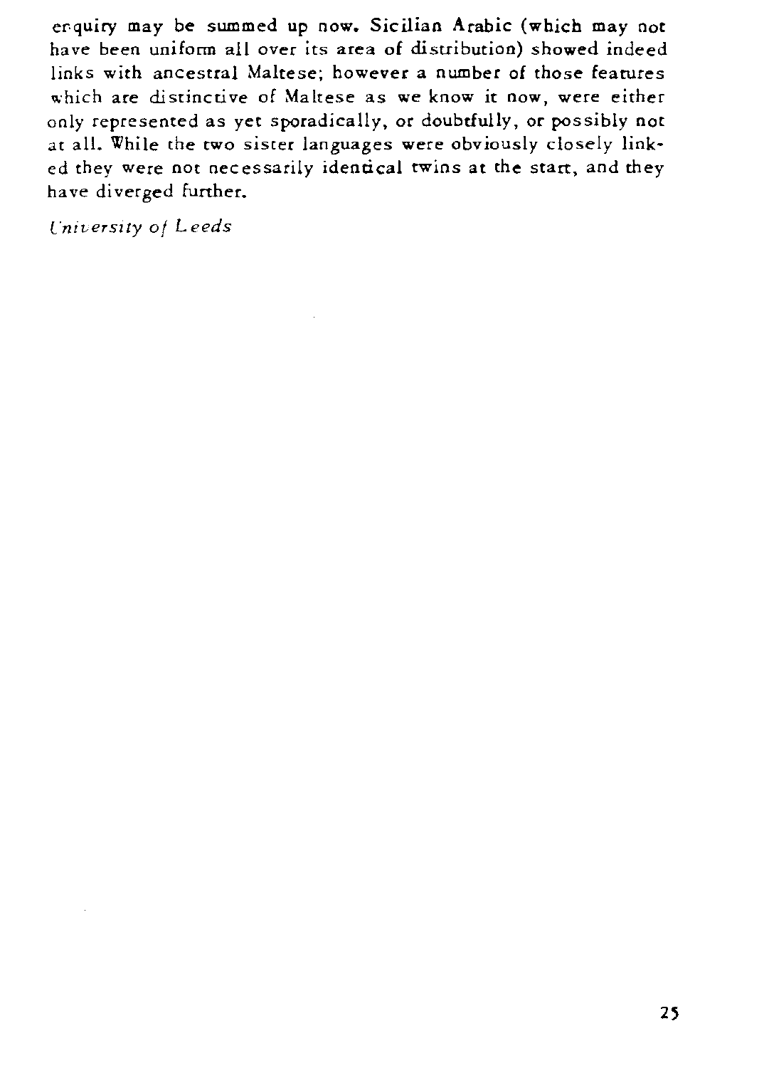enquiry may be summed up now. Sicilian Arabic (which may not have been uniform all over its area of distribution) showed indeed links with ancestral Maltese; however a number of those features which are distinctive of Maltese as we know it now, were either only represented as yet sporadically, or doubtfully, or possibly not at all. While the two sister languages were obviously closely linked they were not necessarily identical twins at the start, and they have diverged further.

*University of Leeds*